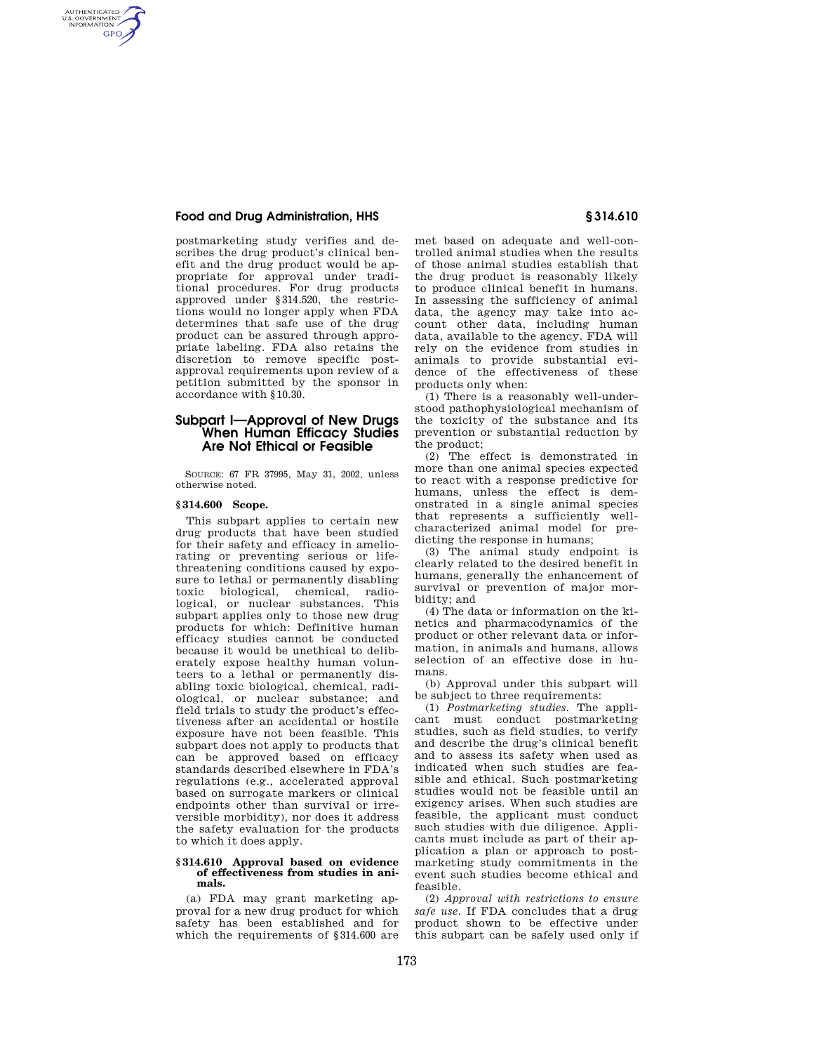postmarketing study verifies and describes the drug product's clinical benefit and the drug product would be appropriate for approval under traditional procedures. For drug products approved under §314.520, the restrictions would no longer apply when FDA determines that safe use of the drug product can be assured through appropriate labeling. FDA also retains the discretion to remove specific postapproval requirements upon review of a petition submitted by the sponsor in accordance with §10.30.

## Subpart I—Approval of New Drugs When Human Efficacy Studies Are Not Ethical or Feasible

SOURCE: 67 FR 37995, May 31, 2002, unless otherwise noted.

### §314.600 Scope.

This subpart applies to certain new drug products that have been studied for their safety and efficacy in ameliorating or preventing serious or life-threatening conditions caused by exposure to lethal or permanently disabling toxic biological, chemical, radiological, or nuclear substances. This subpart applies only to those new drug products for which: Definitive human efficacy studies cannot be conducted because it would be unethical to deliberately expose healthy human volunteers to a lethal or permanently disabling toxic biological, chemical, radiological, or nuclear substance; and field trials to study the product's effectiveness after an accidental or hostile exposure have not been feasible. This subpart does not apply to products that can be approved based on efficacy standards described elsewhere in FDA's regulations (e.g., accelerated approval based on surrogate markers or clinical endpoints other than survival or irreversible morbidity), nor does it address the safety evaluation for the products to which it does apply.

### §314.610 Approval based on evidence of effectiveness from studies in animals.

(a) FDA may grant marketing approval for a new drug product for which safety has been established and for which the requirements of §314.600 are met based on adequate and well-controlled animal studies when the results of those animal studies establish that the drug product is reasonably likely to produce clinical benefit in humans. In assessing the sufficiency of animal data, the agency may take into account other data, including human data, available to the agency. FDA will rely on the evidence from studies in animals to provide substantial evidence of the effectiveness of these products only when:

(1) There is a reasonably well-understood pathophysiological mechanism of the toxicity of the substance and its prevention or substantial reduction by the product;

(2) The effect is demonstrated in more than one animal species expected to react with a response predictive for humans, unless the effect is demonstrated in a single animal species that represents a sufficiently well-characterized animal model for predicting the response in humans;

(3) The animal study endpoint is clearly related to the desired benefit in humans, generally the enhancement of survival or prevention of major morbidity; and

(4) The data or information on the kinetics and pharmacodynamics of the product or other relevant data or information, in animals and humans, allows selection of an effective dose in humans.

(b) Approval under this subpart will be subject to three requirements:

(1) *Postmarketing studies.* The applicant must conduct postmarketing studies, such as field studies, to verify and describe the drug's clinical benefit and to assess its safety when used as indicated when such studies are feasible and ethical. Such postmarketing studies would not be feasible until an exigency arises. When such studies are feasible, the applicant must conduct such studies with due diligence. Applicants must include as part of their application a plan or approach to postmarketing study commitments in the event such studies become ethical and feasible.

(2) *Approval with restrictions to ensure safe use.* If FDA concludes that a drug product shown to be effective under this subpart can be safely used only if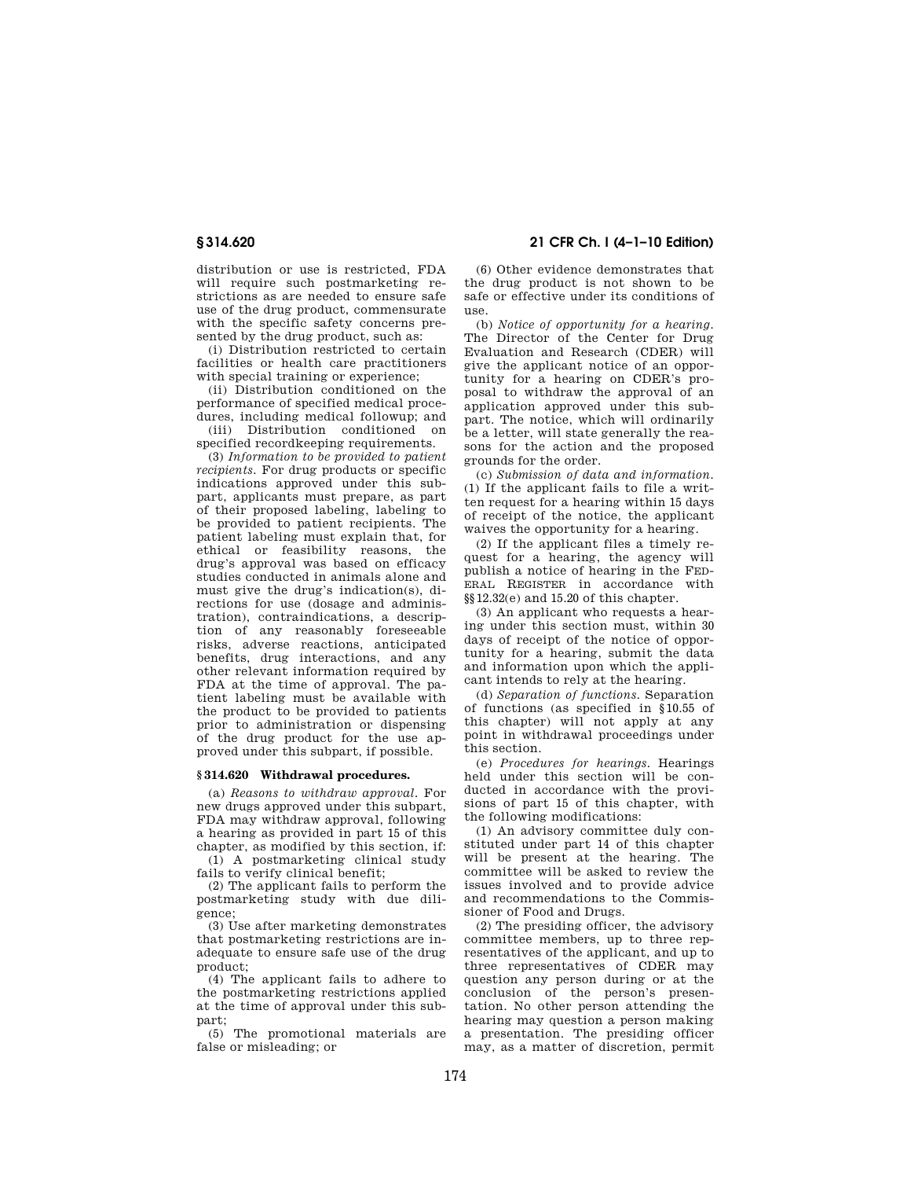distribution or use is restricted, FDA will require such postmarketing restrictions as are needed to ensure safe use of the drug product, commensurate with the specific safety concerns presented by the drug product, such as:

(i) Distribution restricted to certain facilities or health care practitioners with special training or experience;

(ii) Distribution conditioned on the performance of specified medical procedures, including medical followup; and

(iii) Distribution conditioned on specified recordkeeping requirements.

(3) *Information to be provided to patient recipients.* For drug products or specific indications approved under this subpart, applicants must prepare, as part of their proposed labeling, labeling to be provided to patient recipients. The patient labeling must explain that, for ethical or feasibility reasons, the drug's approval was based on efficacy studies conducted in animals alone and must give the drug's indication(s), directions for use (dosage and administration), contraindications, a description of any reasonably foreseeable risks, adverse reactions, anticipated benefits, drug interactions, and any other relevant information required by FDA at the time of approval. The patient labeling must be available with the product to be provided to patients prior to administration or dispensing of the drug product for the use approved under this subpart, if possible.

### § 314.620 Withdrawal procedures.

(a) *Reasons to withdraw approval.* For new drugs approved under this subpart, FDA may withdraw approval, following a hearing as provided in part 15 of this chapter, as modified by this section, if:

(1) A postmarketing clinical study fails to verify clinical benefit;

(2) The applicant fails to perform the postmarketing study with due diligence;

(3) Use after marketing demonstrates that postmarketing restrictions are inadequate to ensure safe use of the drug product;

(4) The applicant fails to adhere to the postmarketing restrictions applied at the time of approval under this subpart;

(5) The promotional materials are false or misleading; or

(6) Other evidence demonstrates that the drug product is not shown to be safe or effective under its conditions of use.

(b) *Notice of opportunity for a hearing.* The Director of the Center for Drug Evaluation and Research (CDER) will give the applicant notice of an opportunity for a hearing on CDER's proposal to withdraw the approval of an application approved under this subpart. The notice, which will ordinarily be a letter, will state generally the reasons for the action and the proposed grounds for the order.

(c) *Submission of data and information.* (1) If the applicant fails to file a written request for a hearing within 15 days of receipt of the notice, the applicant waives the opportunity for a hearing.

(2) If the applicant files a timely request for a hearing, the agency will publish a notice of hearing in the FEDERAL REGISTER in accordance with §§ 12.32(e) and 15.20 of this chapter.

(3) An applicant who requests a hearing under this section must, within 30 days of receipt of the notice of opportunity for a hearing, submit the data and information upon which the applicant intends to rely at the hearing.

(d) *Separation of functions.* Separation of functions (as specified in § 10.55 of this chapter) will not apply at any point in withdrawal proceedings under this section.

(e) *Procedures for hearings.* Hearings held under this section will be conducted in accordance with the provisions of part 15 of this chapter, with the following modifications:

(1) An advisory committee duly constituted under part 14 of this chapter will be present at the hearing. The committee will be asked to review the issues involved and to provide advice and recommendations to the Commissioner of Food and Drugs.

(2) The presiding officer, the advisory committee members, up to three representatives of the applicant, and up to three representatives of CDER may question any person during or at the conclusion of the person's presentation. No other person attending the hearing may question a person making a presentation. The presiding officer may, as a matter of discretion, permit